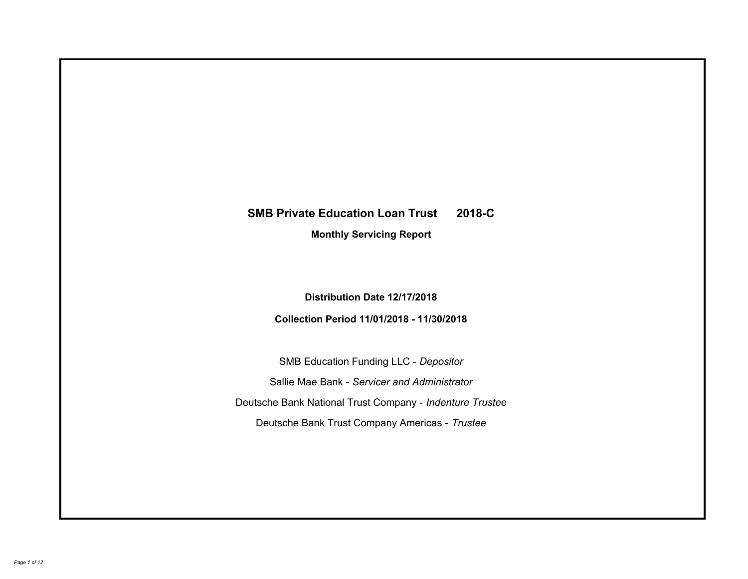# SMB Private Education Loan Trust 2018-C

## Monthly Servicing Report

**Distribution Date 12/17/2018**

**Collection Period 11/01/2018 - 11/30/2018**

SMB Education Funding LLC - *Depositor*

Sallie Mae Bank - *Servicer and Administrator*

Deutsche Bank National Trust Company - *Indenture Trustee*

Deutsche Bank Trust Company Americas - *Trustee*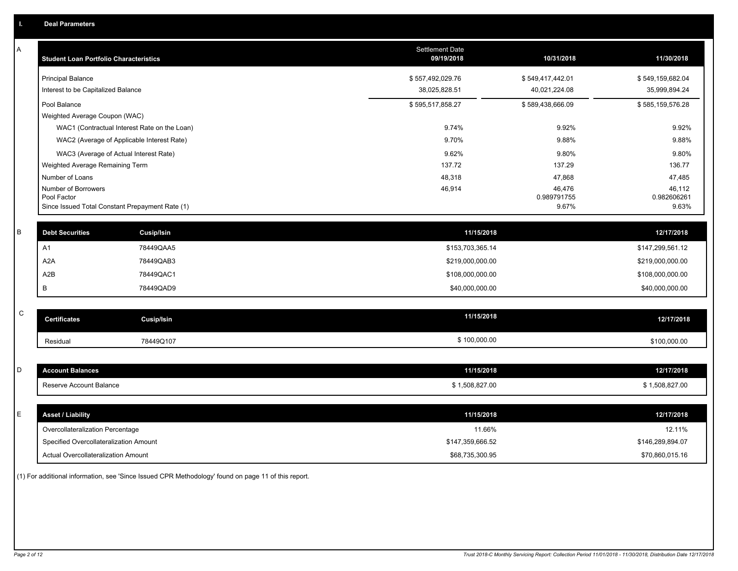## I. Deal Parameters

### A

| Student Loan Portfolio Characteristics | Settlement Date 09/19/2018 | 10/31/2018 | 11/30/2018 |
|---|---|---|---|
| Principal Balance | $ 557,492,029.76 | $ 549,417,442.01 | $ 549,159,682.04 |
| Interest to be Capitalized Balance | 38,025,828.51 | 40,021,224.08 | 35,999,894.24 |
| Pool Balance | $ 595,517,858.27 | $ 589,438,666.09 | $ 585,159,576.28 |
| Weighted Average Coupon (WAC) | | | |
| WAC1 (Contractual Interest Rate on the Loan) | 9.74% | 9.92% | 9.92% |
| WAC2 (Average of Applicable Interest Rate) | 9.70% | 9.88% | 9.88% |
| WAC3 (Average of Actual Interest Rate) | 9.62% | 9.80% | 9.80% |
| Weighted Average Remaining Term | 137.72 | 137.29 | 136.77 |
| Number of Loans | 48,318 | 47,868 | 47,485 |
| Number of Borrowers | 46,914 | 46,476 | 46,112 |
| Pool Factor | | 0.989791755 | 0.982606261 |
| Since Issued Total Constant Prepayment Rate (1) | | 9.67% | 9.63% |

### B

| Debt Securities | Cusip/Isin | 11/15/2018 | 12/17/2018 |
|---|---|---|---|
| A1 | 78449QAA5 | $153,703,365.14 | $147,299,561.12 |
| A2A | 78449QAB3 | $219,000,000.00 | $219,000,000.00 |
| A2B | 78449QAC1 | $108,000,000.00 | $108,000,000.00 |
| B | 78449QAD9 | $40,000,000.00 | $40,000,000.00 |

### C

| Certificates | Cusip/Isin | 11/15/2018 | 12/17/2018 |
|---|---|---|---|
| Residual | 78449Q107 | $ 100,000.00 | $100,000.00 |

### D

| Account Balances | 11/15/2018 | 12/17/2018 |
|---|---|---|
| Reserve Account Balance | $ 1,508,827.00 | $ 1,508,827.00 |

### E

| Asset / Liability | 11/15/2018 | 12/17/2018 |
|---|---|---|
| Overcollateralization Percentage | 11.66% | 12.11% |
| Specified Overcollateralization Amount | $147,359,666.52 | $146,289,894.07 |
| Actual Overcollateralization Amount | $68,735,300.95 | $70,860,015.16 |

(1) For additional information, see 'Since Issued CPR Methodology' found on page 11 of this report.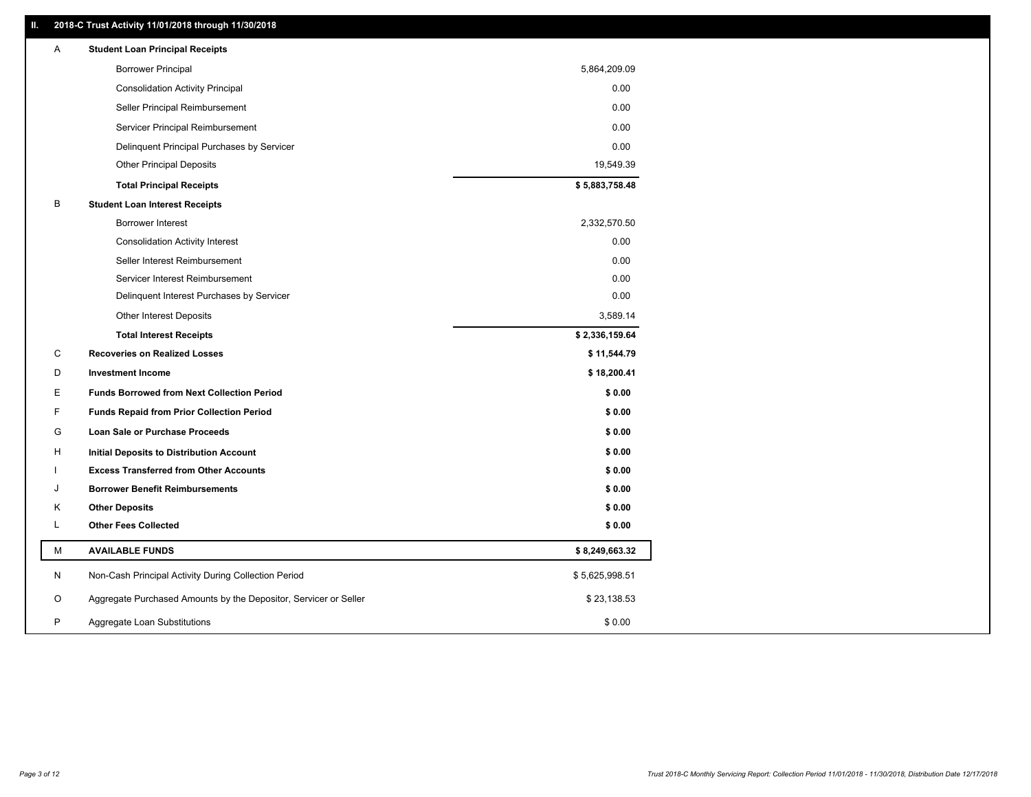## II. 2018-C Trust Activity 11/01/2018 through 11/30/2018

| | | |
|---|---|---|
| A | **Student Loan Principal Receipts** | |
| | Borrower Principal | 5,864,209.09 |
| | Consolidation Activity Principal | 0.00 |
| | Seller Principal Reimbursement | 0.00 |
| | Servicer Principal Reimbursement | 0.00 |
| | Delinquent Principal Purchases by Servicer | 0.00 |
| | Other Principal Deposits | 19,549.39 |
| | **Total Principal Receipts** | **$ 5,883,758.48** |
| B | **Student Loan Interest Receipts** | |
| | Borrower Interest | 2,332,570.50 |
| | Consolidation Activity Interest | 0.00 |
| | Seller Interest Reimbursement | 0.00 |
| | Servicer Interest Reimbursement | 0.00 |
| | Delinquent Interest Purchases by Servicer | 0.00 |
| | Other Interest Deposits | 3,589.14 |
| | **Total Interest Receipts** | **$ 2,336,159.64** |
| C | **Recoveries on Realized Losses** | **$ 11,544.79** |
| D | **Investment Income** | **$ 18,200.41** |
| E | **Funds Borrowed from Next Collection Period** | **$ 0.00** |
| F | **Funds Repaid from Prior Collection Period** | **$ 0.00** |
| G | **Loan Sale or Purchase Proceeds** | **$ 0.00** |
| H | **Initial Deposits to Distribution Account** | **$ 0.00** |
| I | **Excess Transferred from Other Accounts** | **$ 0.00** |
| J | **Borrower Benefit Reimbursements** | **$ 0.00** |
| K | **Other Deposits** | **$ 0.00** |
| L | **Other Fees Collected** | **$ 0.00** |
| M | **AVAILABLE FUNDS** | **$ 8,249,663.32** |
| N | Non-Cash Principal Activity During Collection Period | $ 5,625,998.51 |
| O | Aggregate Purchased Amounts by the Depositor, Servicer or Seller | $ 23,138.53 |
| P | Aggregate Loan Substitutions | $ 0.00 |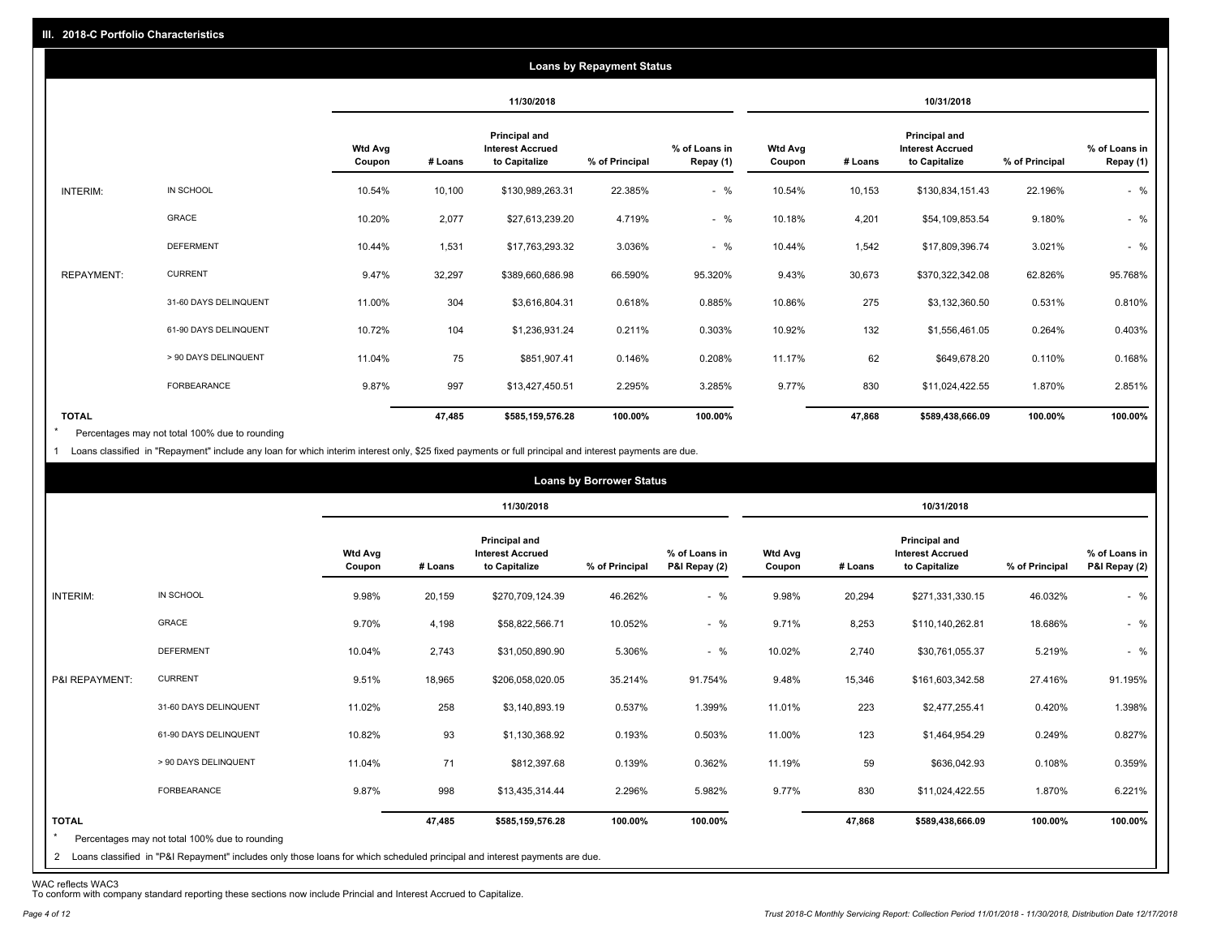## III. 2018-C Portfolio Characteristics

### Loans by Repayment Status

| | | 11/30/2018 | | | | | 10/31/2018 | | | | |
|---|---|---|---|---|---|---|---|---|---|---|---|
| | | Wtd Avg Coupon | # Loans | Principal and Interest Accrued to Capitalize | % of Principal | % of Loans in Repay (1) | Wtd Avg Coupon | # Loans | Principal and Interest Accrued to Capitalize | % of Principal | % of Loans in Repay (1) |
| INTERIM: | IN SCHOOL | 10.54% | 10,100 | $130,989,263.31 | 22.385% | - % | 10.54% | 10,153 | $130,834,151.43 | 22.196% | - % |
| | GRACE | 10.20% | 2,077 | $27,613,239.20 | 4.719% | - % | 10.18% | 4,201 | $54,109,853.54 | 9.180% | - % |
| | DEFERMENT | 10.44% | 1,531 | $17,763,293.32 | 3.036% | - % | 10.44% | 1,542 | $17,809,396.74 | 3.021% | - % |
| REPAYMENT: | CURRENT | 9.47% | 32,297 | $389,660,686.98 | 66.590% | 95.320% | 9.43% | 30,673 | $370,322,342.08 | 62.826% | 95.768% |
| | 31-60 DAYS DELINQUENT | 11.00% | 304 | $3,616,804.31 | 0.618% | 0.885% | 10.86% | 275 | $3,132,360.50 | 0.531% | 0.810% |
| | 61-90 DAYS DELINQUENT | 10.72% | 104 | $1,236,931.24 | 0.211% | 0.303% | 10.92% | 132 | $1,556,461.05 | 0.264% | 0.403% |
| | > 90 DAYS DELINQUENT | 11.04% | 75 | $851,907.41 | 0.146% | 0.208% | 11.17% | 62 | $649,678.20 | 0.110% | 0.168% |
| | FORBEARANCE | 9.87% | 997 | $13,427,450.51 | 2.295% | 3.285% | 9.77% | 830 | $11,024,422.55 | 1.870% | 2.851% |
| TOTAL | | | 47,485 | $585,159,576.28 | 100.00% | 100.00% | | 47,868 | $589,438,666.09 | 100.00% | 100.00% |

\* Percentages may not total 100% due to rounding

1 Loans classified in "Repayment" include any loan for which interim interest only, $25 fixed payments or full principal and interest payments are due.

### Loans by Borrower Status

| | | 11/30/2018 | | | | | 10/31/2018 | | | | |
|---|---|---|---|---|---|---|---|---|---|---|---|
| | | Wtd Avg Coupon | # Loans | Principal and Interest Accrued to Capitalize | % of Principal | % of Loans in P&I Repay (2) | Wtd Avg Coupon | # Loans | Principal and Interest Accrued to Capitalize | % of Principal | % of Loans in P&I Repay (2) |
| INTERIM: | IN SCHOOL | 9.98% | 20,159 | $270,709,124.39 | 46.262% | - % | 9.98% | 20,294 | $271,331,330.15 | 46.032% | - % |
| | GRACE | 9.70% | 4,198 | $58,822,566.71 | 10.052% | - % | 9.71% | 8,253 | $110,140,262.81 | 18.686% | - % |
| | DEFERMENT | 10.04% | 2,743 | $31,050,890.90 | 5.306% | - % | 10.02% | 2,740 | $30,761,055.37 | 5.219% | - % |
| P&I REPAYMENT: | CURRENT | 9.51% | 18,965 | $206,058,020.05 | 35.214% | 91.754% | 9.48% | 15,346 | $161,603,342.58 | 27.416% | 91.195% |
| | 31-60 DAYS DELINQUENT | 11.02% | 258 | $3,140,893.19 | 0.537% | 1.399% | 11.01% | 223 | $2,477,255.41 | 0.420% | 1.398% |
| | 61-90 DAYS DELINQUENT | 10.82% | 93 | $1,130,368.92 | 0.193% | 0.503% | 11.00% | 123 | $1,464,954.29 | 0.249% | 0.827% |
| | > 90 DAYS DELINQUENT | 11.04% | 71 | $812,397.68 | 0.139% | 0.362% | 11.19% | 59 | $636,042.93 | 0.108% | 0.359% |
| | FORBEARANCE | 9.87% | 998 | $13,435,314.44 | 2.296% | 5.982% | 9.77% | 830 | $11,024,422.55 | 1.870% | 6.221% |
| TOTAL | | | 47,485 | $585,159,576.28 | 100.00% | 100.00% | | 47,868 | $589,438,666.09 | 100.00% | 100.00% |

\* Percentages may not total 100% due to rounding

2 Loans classified in "P&I Repayment" includes only those loans for which scheduled principal and interest payments are due.

WAC reflects WAC3
To conform with company standard reporting these sections now include Princial and Interest Accrued to Capitalize.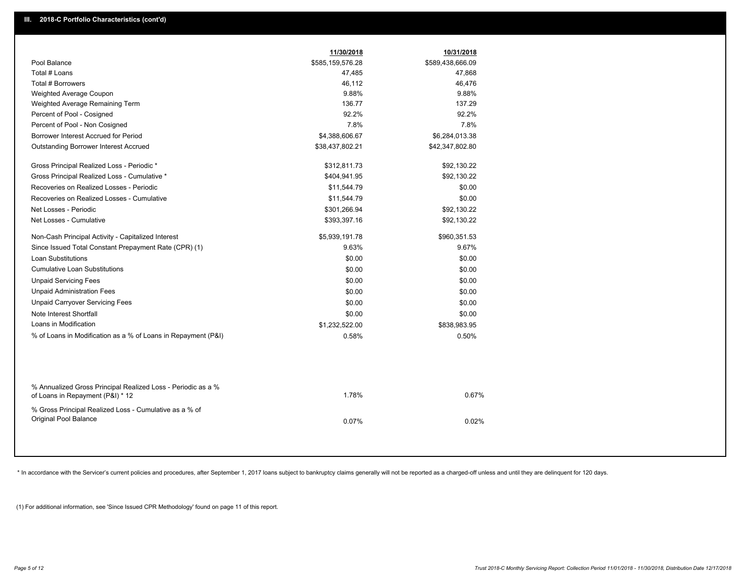## III. 2018-C Portfolio Characteristics (cont'd)

| | 11/30/2018 | 10/31/2018 |
|---|---|---|
| Pool Balance | $585,159,576.28 | $589,438,666.09 |
| Total # Loans | 47,485 | 47,868 |
| Total # Borrowers | 46,112 | 46,476 |
| Weighted Average Coupon | 9.88% | 9.88% |
| Weighted Average Remaining Term | 136.77 | 137.29 |
| Percent of Pool - Cosigned | 92.2% | 92.2% |
| Percent of Pool - Non Cosigned | 7.8% | 7.8% |
| Borrower Interest Accrued for Period | $4,388,606.67 | $6,284,013.38 |
| Outstanding Borrower Interest Accrued | $38,437,802.21 | $42,347,802.80 |
| Gross Principal Realized Loss - Periodic * | $312,811.73 | $92,130.22 |
| Gross Principal Realized Loss - Cumulative * | $404,941.95 | $92,130.22 |
| Recoveries on Realized Losses - Periodic | $11,544.79 | $0.00 |
| Recoveries on Realized Losses - Cumulative | $11,544.79 | $0.00 |
| Net Losses - Periodic | $301,266.94 | $92,130.22 |
| Net Losses - Cumulative | $393,397.16 | $92,130.22 |
| Non-Cash Principal Activity - Capitalized Interest | $5,939,191.78 | $960,351.53 |
| Since Issued Total Constant Prepayment Rate (CPR) (1) | 9.63% | 9.67% |
| Loan Substitutions | $0.00 | $0.00 |
| Cumulative Loan Substitutions | $0.00 | $0.00 |
| Unpaid Servicing Fees | $0.00 | $0.00 |
| Unpaid Administration Fees | $0.00 | $0.00 |
| Unpaid Carryover Servicing Fees | $0.00 | $0.00 |
| Note Interest Shortfall | $0.00 | $0.00 |
| Loans in Modification | $1,232,522.00 | $838,983.95 |
| % of Loans in Modification as a % of Loans in Repayment (P&I) | 0.58% | 0.50% |
| % Annualized Gross Principal Realized Loss - Periodic as a % of Loans in Repayment (P&I) * 12 | 1.78% | 0.67% |
| % Gross Principal Realized Loss - Cumulative as a % of Original Pool Balance | 0.07% | 0.02% |

* In accordance with the Servicer's current policies and procedures, after September 1, 2017 loans subject to bankruptcy claims generally will not be reported as a charged-off unless and until they are delinquent for 120 days.

(1) For additional information, see 'Since Issued CPR Methodology' found on page 11 of this report.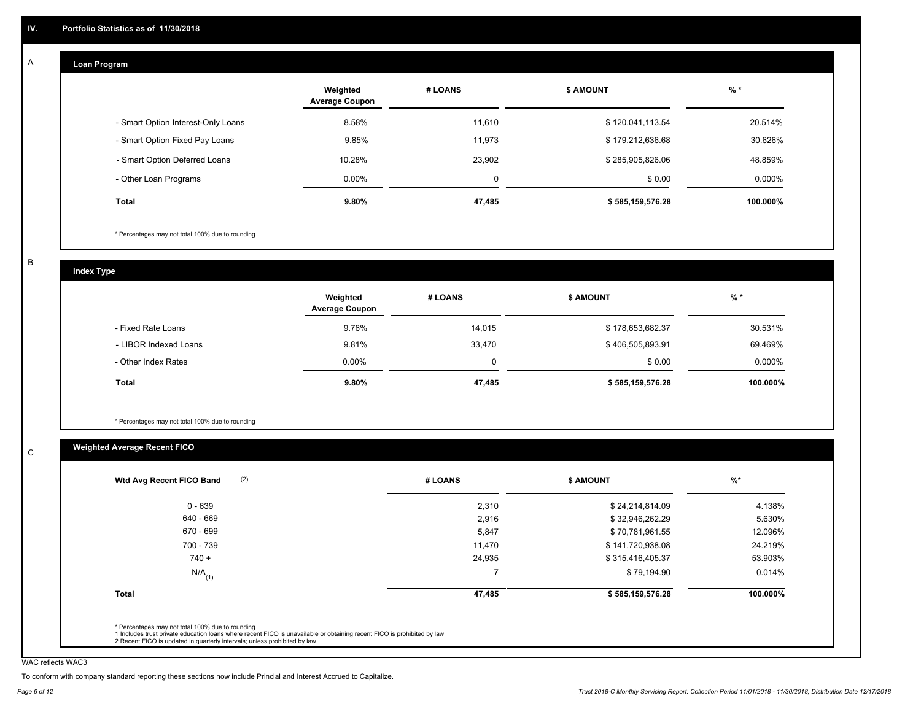## IV. Portfolio Statistics as of 11/30/2018

### A. Loan Program

| | Weighted Average Coupon | # LOANS | $ AMOUNT | % * |
|---|---|---|---|---|
| - Smart Option Interest-Only Loans | 8.58% | 11,610 | $ 120,041,113.54 | 20.514% |
| - Smart Option Fixed Pay Loans | 9.85% | 11,973 | $ 179,212,636.68 | 30.626% |
| - Smart Option Deferred Loans | 10.28% | 23,902 | $ 285,905,826.06 | 48.859% |
| - Other Loan Programs | 0.00% | 0 | $ 0.00 | 0.000% |
| **Total** | **9.80%** | **47,485** | **$ 585,159,576.28** | **100.000%** |

* Percentages may not total 100% due to rounding

### B. Index Type

| | Weighted Average Coupon | # LOANS | $ AMOUNT | % * |
|---|---|---|---|---|
| - Fixed Rate Loans | 9.76% | 14,015 | $ 178,653,682.37 | 30.531% |
| - LIBOR Indexed Loans | 9.81% | 33,470 | $ 406,505,893.91 | 69.469% |
| - Other Index Rates | 0.00% | 0 | $ 0.00 | 0.000% |
| **Total** | **9.80%** | **47,485** | **$ 585,159,576.28** | **100.000%** |

* Percentages may not total 100% due to rounding

### C. Weighted Average Recent FICO

| Wtd Avg Recent FICO Band (2) | # LOANS | $ AMOUNT | %* |
|---|---|---|---|
| 0 - 639 | 2,310 | $ 24,214,814.09 | 4.138% |
| 640 - 669 | 2,916 | $ 32,946,262.29 | 5.630% |
| 670 - 699 | 5,847 | $ 70,781,961.55 | 12.096% |
| 700 - 739 | 11,470 | $ 141,720,938.08 | 24.219% |
| 740 + | 24,935 | $ 315,416,405.37 | 53.903% |
| N/A (1) | 7 | $ 79,194.90 | 0.014% |
| **Total** | **47,485** | **$ 585,159,576.28** | **100.000%** |

* Percentages may not total 100% due to rounding
1 Includes trust private education loans where recent FICO is unavailable or obtaining recent FICO is prohibited by law
2 Recent FICO is updated in quarterly intervals; unless prohibited by law

WAC reflects WAC3

To conform with company standard reporting these sections now include Princial and Interest Accrued to Capitalize.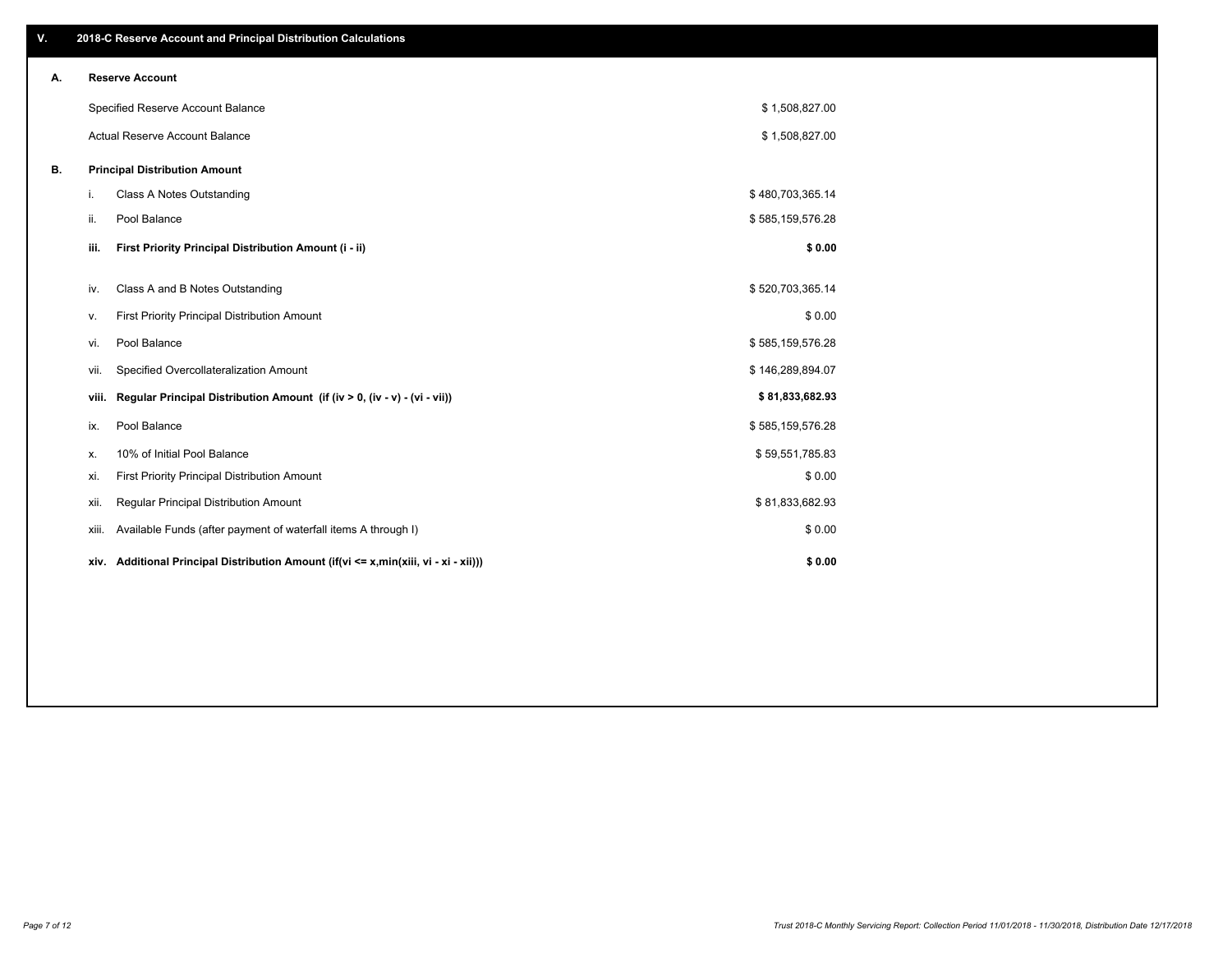## V. 2018-C Reserve Account and Principal Distribution Calculations

### A. Reserve Account

| | |
|---|---|
| Specified Reserve Account Balance | $ 1,508,827.00 |
| Actual Reserve Account Balance | $ 1,508,827.00 |

### B. Principal Distribution Amount

| | | |
|---|---|---|
| i. | Class A Notes Outstanding | $ 480,703,365.14 |
| ii. | Pool Balance | $ 585,159,576.28 |
| **iii.** | **First Priority Principal Distribution Amount (i - ii)** | **$ 0.00** |
| iv. | Class A and B Notes Outstanding | $ 520,703,365.14 |
| v. | First Priority Principal Distribution Amount | $ 0.00 |
| vi. | Pool Balance | $ 585,159,576.28 |
| vii. | Specified Overcollateralization Amount | $ 146,289,894.07 |
| **viii.** | **Regular Principal Distribution Amount (if (iv > 0, (iv - v) - (vi - vii))** | **$ 81,833,682.93** |
| ix. | Pool Balance | $ 585,159,576.28 |
| x. | 10% of Initial Pool Balance | $ 59,551,785.83 |
| xi. | First Priority Principal Distribution Amount | $ 0.00 |
| xii. | Regular Principal Distribution Amount | $ 81,833,682.93 |
| xiii. | Available Funds (after payment of waterfall items A through I) | $ 0.00 |
| **xiv.** | **Additional Principal Distribution Amount (if(vi <= x,min(xiii, vi - xi - xii)))** | **$ 0.00** |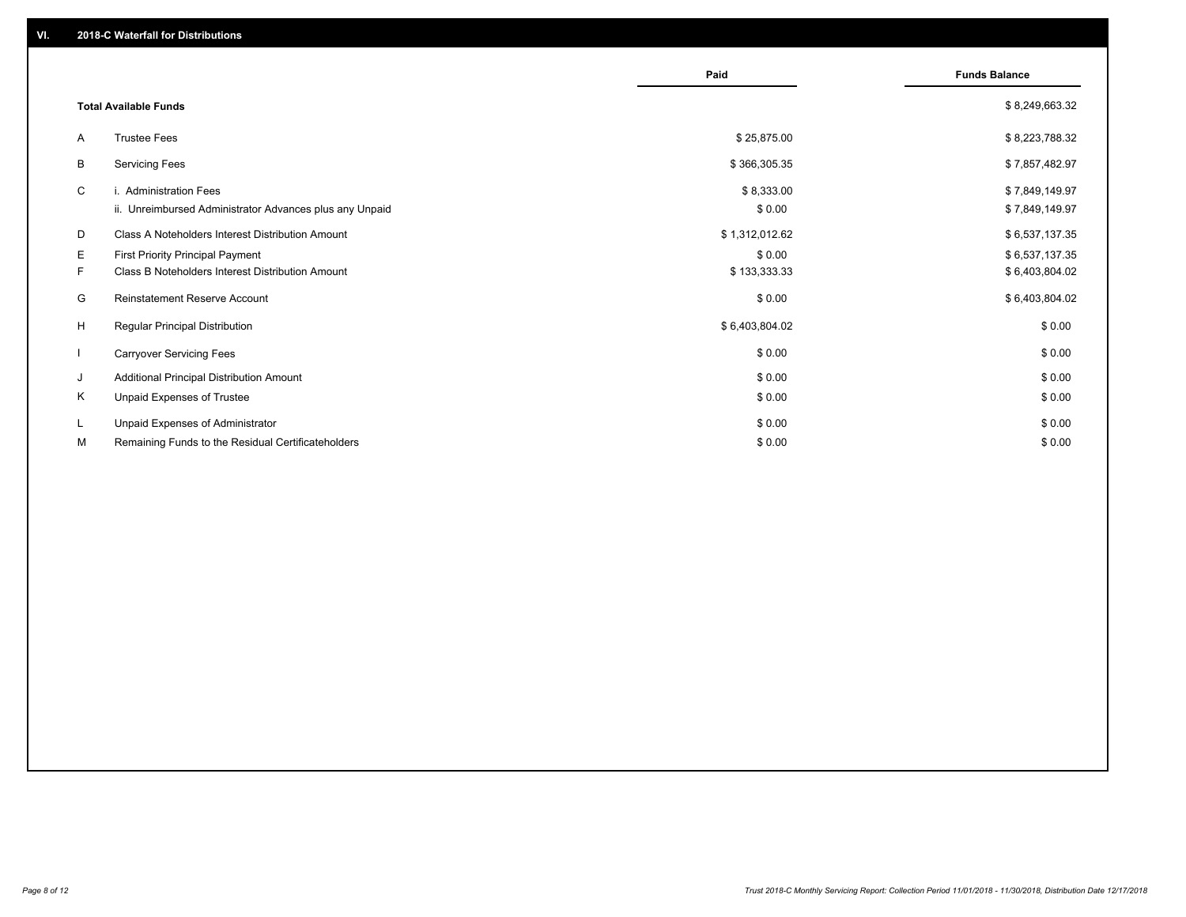## VI. 2018-C Waterfall for Distributions

| | | Paid | Funds Balance |
|---|---|---|---|
| | **Total Available Funds** | | $ 8,249,663.32 |
| A | Trustee Fees | $ 25,875.00 | $ 8,223,788.32 |
| B | Servicing Fees | $ 366,305.35 | $ 7,857,482.97 |
| C | i. Administration Fees | $ 8,333.00 | $ 7,849,149.97 |
| | ii. Unreimbursed Administrator Advances plus any Unpaid | $ 0.00 | $ 7,849,149.97 |
| D | Class A Noteholders Interest Distribution Amount | $ 1,312,012.62 | $ 6,537,137.35 |
| E | First Priority Principal Payment | $ 0.00 | $ 6,537,137.35 |
| F | Class B Noteholders Interest Distribution Amount | $ 133,333.33 | $ 6,403,804.02 |
| G | Reinstatement Reserve Account | $ 0.00 | $ 6,403,804.02 |
| H | Regular Principal Distribution | $ 6,403,804.02 | $ 0.00 |
| I | Carryover Servicing Fees | $ 0.00 | $ 0.00 |
| J | Additional Principal Distribution Amount | $ 0.00 | $ 0.00 |
| K | Unpaid Expenses of Trustee | $ 0.00 | $ 0.00 |
| L | Unpaid Expenses of Administrator | $ 0.00 | $ 0.00 |
| M | Remaining Funds to the Residual Certificateholders | $ 0.00 | $ 0.00 |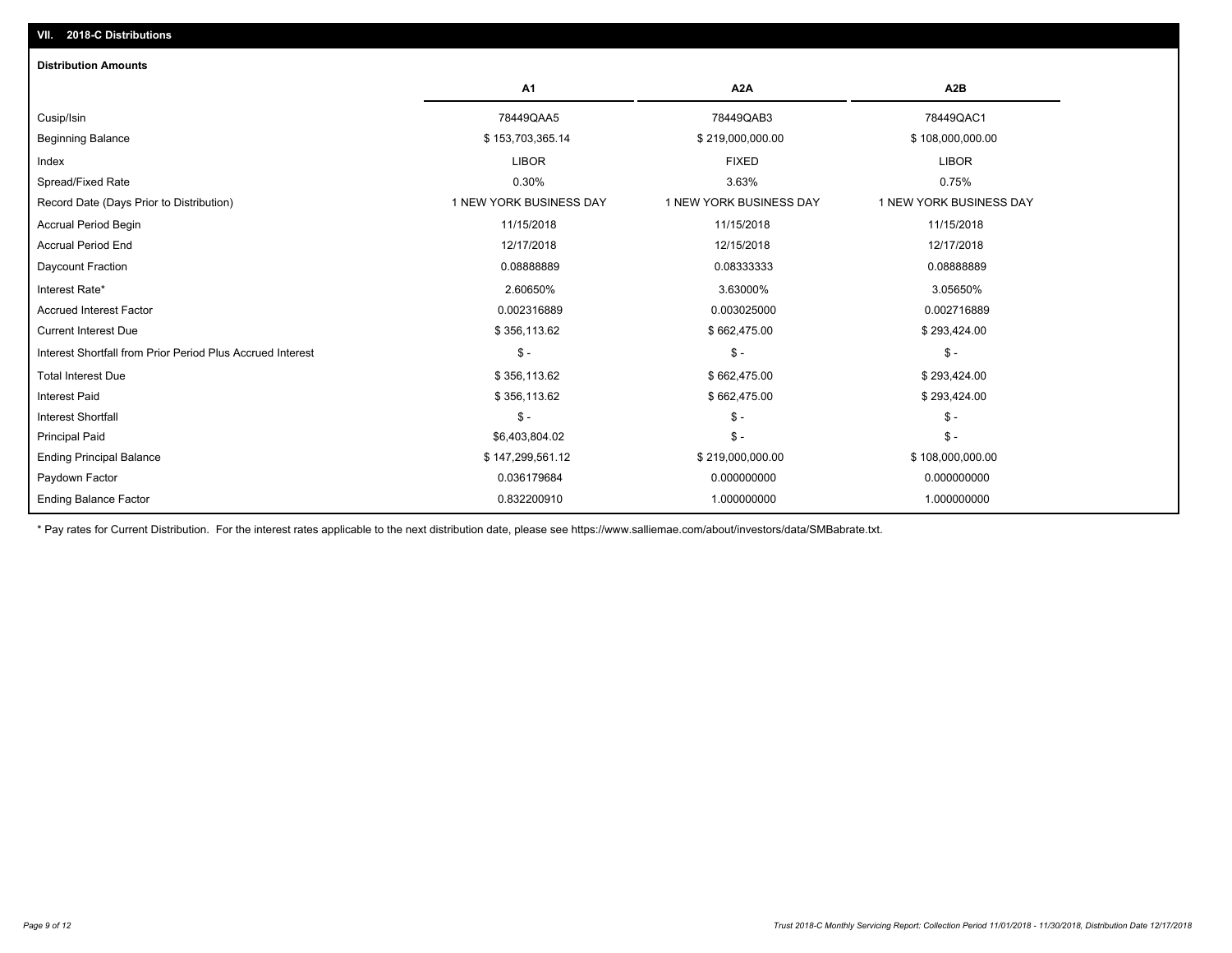## VII. 2018-C Distributions

### Distribution Amounts

| | A1 | A2A | A2B |
|---|---|---|---|
| Cusip/Isin | 78449QAA5 | 78449QAB3 | 78449QAC1 |
| Beginning Balance | $ 153,703,365.14 | $ 219,000,000.00 | $ 108,000,000.00 |
| Index | LIBOR | FIXED | LIBOR |
| Spread/Fixed Rate | 0.30% | 3.63% | 0.75% |
| Record Date (Days Prior to Distribution) | 1 NEW YORK BUSINESS DAY | 1 NEW YORK BUSINESS DAY | 1 NEW YORK BUSINESS DAY |
| Accrual Period Begin | 11/15/2018 | 11/15/2018 | 11/15/2018 |
| Accrual Period End | 12/17/2018 | 12/15/2018 | 12/17/2018 |
| Daycount Fraction | 0.08888889 | 0.08333333 | 0.08888889 |
| Interest Rate* | 2.60650% | 3.63000% | 3.05650% |
| Accrued Interest Factor | 0.002316889 | 0.003025000 | 0.002716889 |
| Current Interest Due | $ 356,113.62 | $ 662,475.00 | $ 293,424.00 |
| Interest Shortfall from Prior Period Plus Accrued Interest | $ - | $ - | $ - |
| Total Interest Due | $ 356,113.62 | $ 662,475.00 | $ 293,424.00 |
| Interest Paid | $ 356,113.62 | $ 662,475.00 | $ 293,424.00 |
| Interest Shortfall | $ - | $ - | $ - |
| Principal Paid | $6,403,804.02 | $ - | $ - |
| Ending Principal Balance | $ 147,299,561.12 | $ 219,000,000.00 | $ 108,000,000.00 |
| Paydown Factor | 0.036179684 | 0.000000000 | 0.000000000 |
| Ending Balance Factor | 0.832200910 | 1.000000000 | 1.000000000 |

* Pay rates for Current Distribution. For the interest rates applicable to the next distribution date, please see https://www.salliemae.com/about/investors/data/SMBabrate.txt.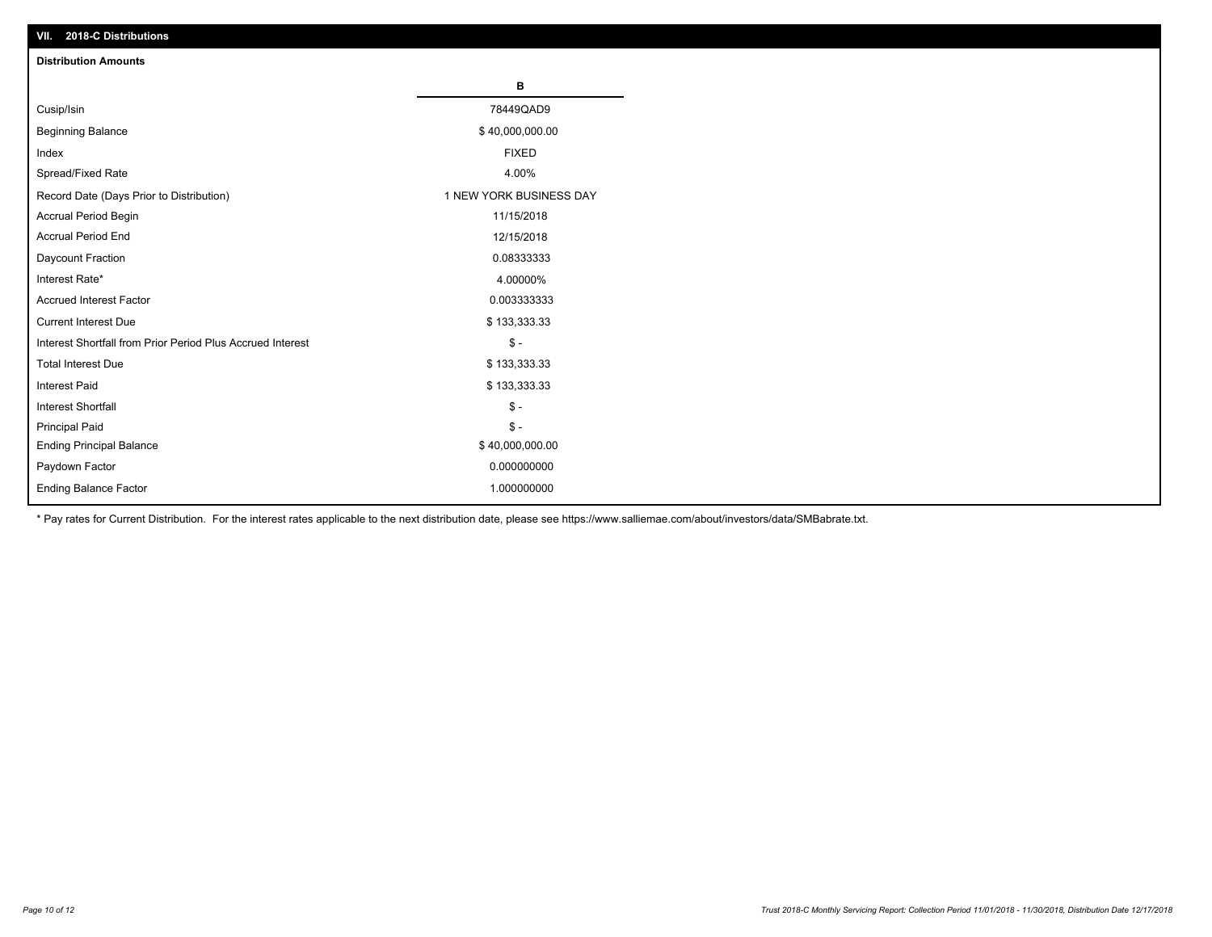## VII. 2018-C Distributions

### Distribution Amounts

| | B |
|---|---|
| Cusip/Isin | 78449QAD9 |
| Beginning Balance | $ 40,000,000.00 |
| Index | FIXED |
| Spread/Fixed Rate | 4.00% |
| Record Date (Days Prior to Distribution) | 1 NEW YORK BUSINESS DAY |
| Accrual Period Begin | 11/15/2018 |
| Accrual Period End | 12/15/2018 |
| Daycount Fraction | 0.08333333 |
| Interest Rate* | 4.00000% |
| Accrued Interest Factor | 0.003333333 |
| Current Interest Due | $ 133,333.33 |
| Interest Shortfall from Prior Period Plus Accrued Interest | $ - |
| Total Interest Due | $ 133,333.33 |
| Interest Paid | $ 133,333.33 |
| Interest Shortfall | $ - |
| Principal Paid | $ - |
| Ending Principal Balance | $ 40,000,000.00 |
| Paydown Factor | 0.000000000 |
| Ending Balance Factor | 1.000000000 |

* Pay rates for Current Distribution. For the interest rates applicable to the next distribution date, please see https://www.salliemae.com/about/investors/data/SMBabrate.txt.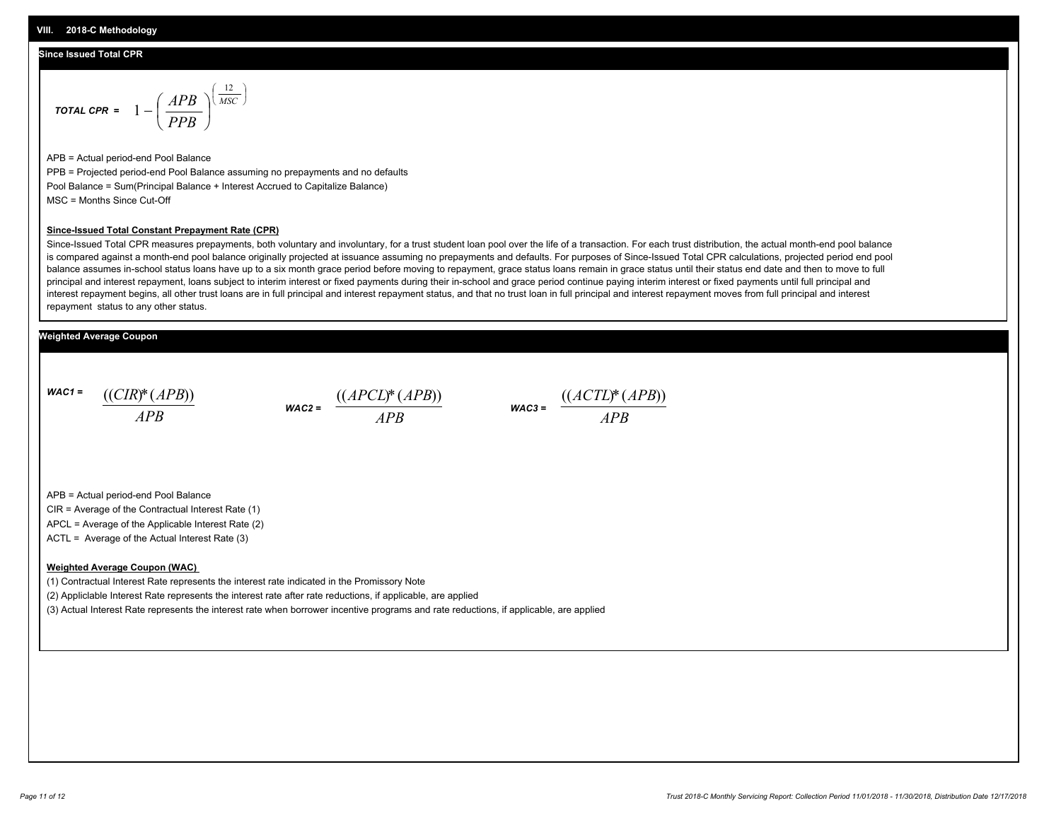## VIII. 2018-C Methodology

### Since Issued Total CPR

$$\textit{TOTAL CPR} = 1 - \left(\frac{APB}{PPB}\right)^{\left(\frac{12}{MSC}\right)}$$

APB = Actual period-end Pool Balance

PPB = Projected period-end Pool Balance assuming no prepayments and no defaults

Pool Balance = Sum(Principal Balance + Interest Accrued to Capitalize Balance)

MSC = Months Since Cut-Off

**Since-Issued Total Constant Prepayment Rate (CPR)**

Since-Issued Total CPR measures prepayments, both voluntary and involuntary, for a trust student loan pool over the life of a transaction. For each trust distribution, the actual month-end pool balance is compared against a month-end pool balance originally projected at issuance assuming no prepayments and defaults. For purposes of Since-Issued Total CPR calculations, projected period end pool balance assumes in-school status loans have up to a six month grace period before moving to repayment, grace status loans remain in grace status until their status end date and then to move to full principal and interest repayment, loans subject to interim interest or fixed payments during their in-school and grace period continue paying interim interest or fixed payments until full principal and interest repayment begins, all other trust loans are in full principal and interest repayment status, and that no trust loan in full principal and interest repayment moves from full principal and interest repayment status to any other status.

### Weighted Average Coupon

$$\textit{WAC1} = \frac{((CIR)*(APB))}{APB} \qquad \textit{WAC2} = \frac{((APCL)*(APB))}{APB} \qquad \textit{WAC3} = \frac{((ACTL)*(APB))}{APB}$$

APB = Actual period-end Pool Balance

CIR = Average of the Contractual Interest Rate (1)

APCL = Average of the Applicable Interest Rate (2)

ACTL = Average of the Actual Interest Rate (3)

**Weighted Average Coupon (WAC)**

(1) Contractual Interest Rate represents the interest rate indicated in the Promissory Note

(2) Appliclable Interest Rate represents the interest rate after rate reductions, if applicable, are applied

(3) Actual Interest Rate represents the interest rate when borrower incentive programs and rate reductions, if applicable, are applied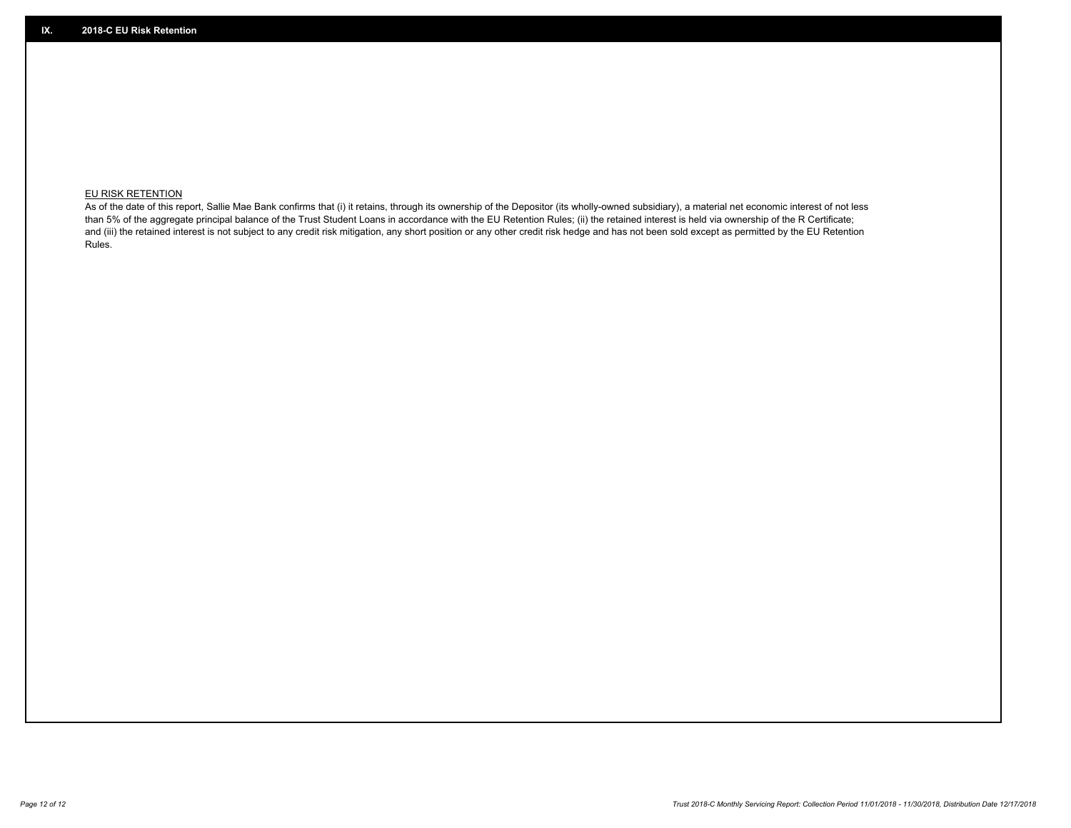## IX. 2018-C EU Risk Retention

EU RISK RETENTION

As of the date of this report, Sallie Mae Bank confirms that (i) it retains, through its ownership of the Depositor (its wholly-owned subsidiary), a material net economic interest of not less than 5% of the aggregate principal balance of the Trust Student Loans in accordance with the EU Retention Rules; (ii) the retained interest is held via ownership of the R Certificate; and (iii) the retained interest is not subject to any credit risk mitigation, any short position or any other credit risk hedge and has not been sold except as permitted by the EU Retention Rules.